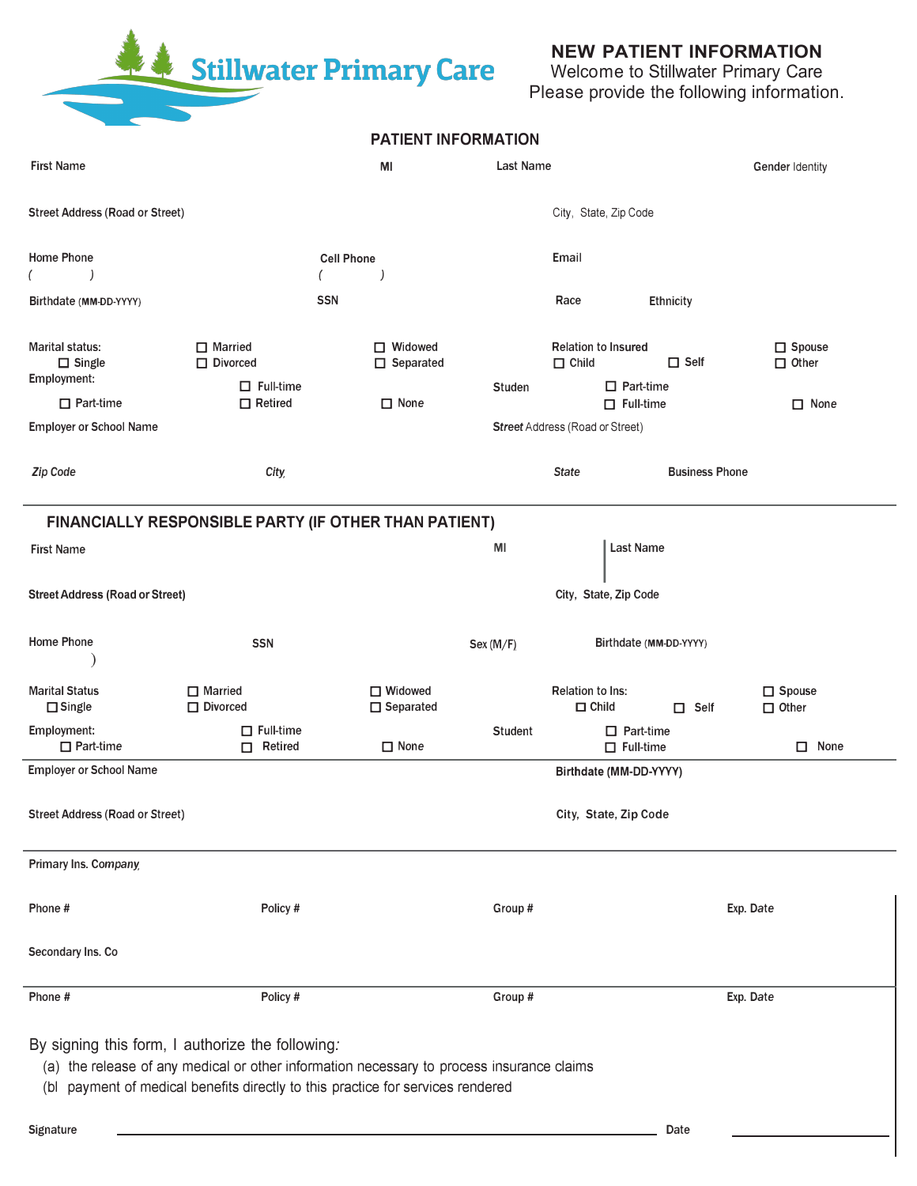Stillwater Primary Care

# NEW PATIENT INFORMATION

Welcome to Stillwater Primary Care
Please provide the following information.

## PATIENT INFORMATION

First Name | MI | Last Name | Gender Identity

Street Address (Road or Street) | City, State, Zip Code

Home Phone ( ) | Cell Phone ( ) | Email

Birthdate (MM-DD-YYYY) | SSN | Race | Ethnicity

Marital status: ☐ Single ☐ Married ☐ Divorced ☐ Widowed ☐ Separated

Relation to Insured ☐ Child ☐ Self ☐ Spouse ☐ Other

Employment: ☐ Part-time ☐ Full-time ☐ Retired ☐ None

Studen ☐ Part-time ☐ Full-time ☐ None

Employer or School Name | Street Address (Road or Street)

Zip Code | City | State | Business Phone

## FINANCIALLY RESPONSIBLE PARTY (IF OTHER THAN PATIENT)

First Name | MI | Last Name

Street Address (Road or Street) | City, State, Zip Code

Home Phone ) | SSN | Sex (M/F) | Birthdate (MM-DD-YYYY)

Marital Status ☐ Single ☐ Married ☐ Divorced ☐ Widowed ☐ Separated

Relation to Ins: ☐ Child ☐ Self ☐ Spouse ☐ Other

Employment: ☐ Part-time ☐ Full-time ☐ Retired ☐ None

Student ☐ Part-time ☐ Full-time ☐ None

Employer or School Name | Birthdate (MM-DD-YYYY)

Street Address (Road or Street) | City, State, Zip Code

Primary Ins. Company

Phone # | Policy # | Group # | Exp. Date

Secondary Ins. Co

Phone # | Policy # | Group # | Exp. Date

By signing this form, I authorize the following:

(a) the release of any medical or other information necessary to process insurance claims
(bl payment of medical benefits directly to this practice for services rendered

Signature ______________________________ Date ______________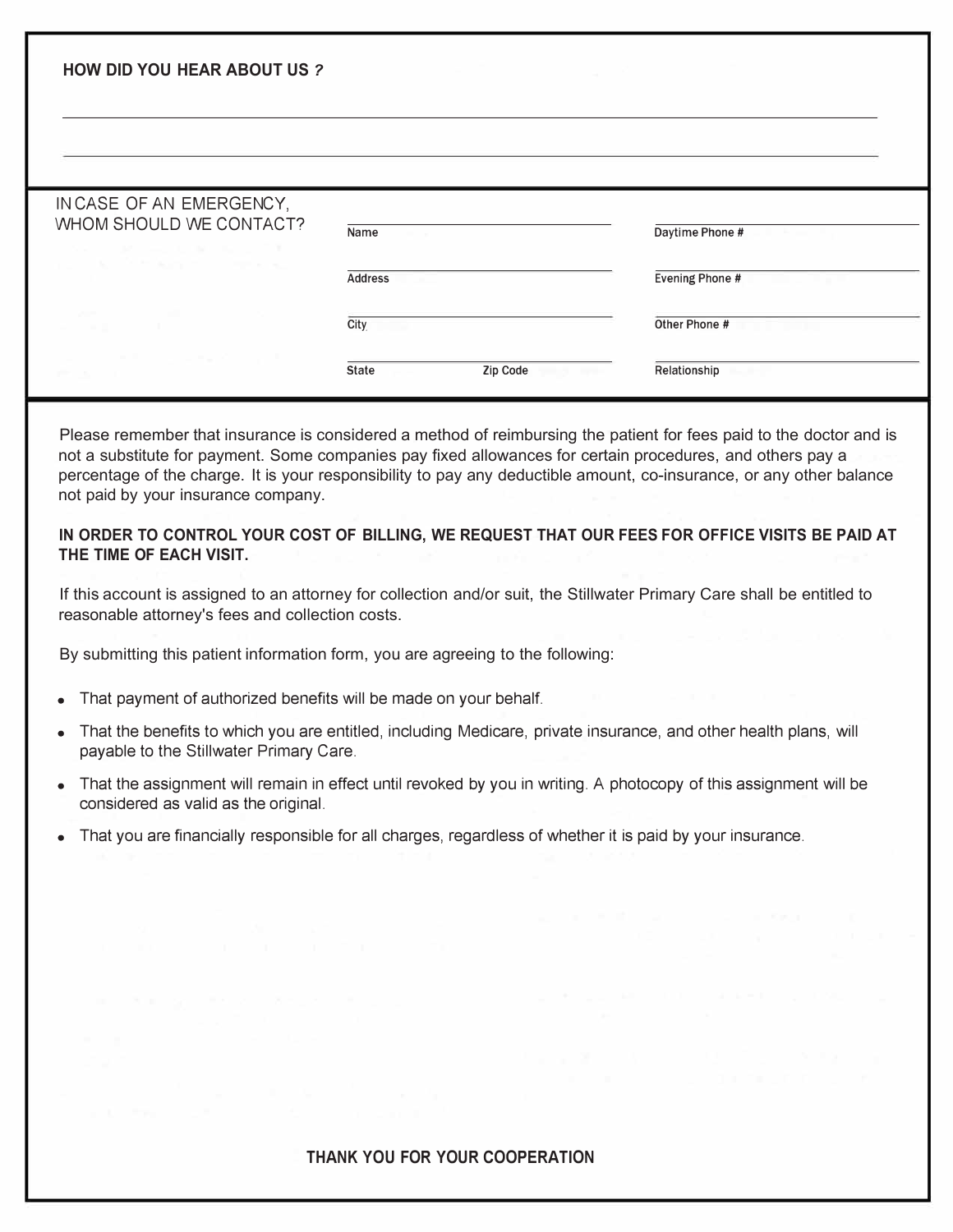**HOW DID YOU HEAR ABOUT US ?**

\_\_\_\_\_\_\_\_\_\_\_\_\_\_\_\_\_\_\_\_\_\_\_\_\_\_\_\_\_\_\_\_\_\_\_\_\_\_\_\_\_\_\_\_\_\_\_\_\_\_\_\_\_\_\_\_\_\_\_\_\_\_\_\_\_\_\_\_\_\_\_\_\_\_\_\_

\_\_\_\_\_\_\_\_\_\_\_\_\_\_\_\_\_\_\_\_\_\_\_\_\_\_\_\_\_\_\_\_\_\_\_\_\_\_\_\_\_\_\_\_\_\_\_\_\_\_\_\_\_\_\_\_\_\_\_\_\_\_\_\_\_\_\_\_\_\_\_\_\_\_\_\_

IN CASE OF AN EMERGENCY, WHOM SHOULD WE CONTACT?

| | |
|---|---|
| Name | Daytime Phone # |
| Address | Evening Phone # |
| City | Other Phone # |
| State Zip Code | Relationship |

Please remember that insurance is considered a method of reimbursing the patient for fees paid to the doctor and is not a substitute for payment. Some companies pay fixed allowances for certain procedures, and others pay a percentage of the charge. It is your responsibility to pay any deductible amount, co-insurance, or any other balance not paid by your insurance company.

**IN ORDER TO CONTROL YOUR COST OF BILLING, WE REQUEST THAT OUR FEES FOR OFFICE VISITS BE PAID AT THE TIME OF EACH VISIT.**

If this account is assigned to an attorney for collection and/or suit, the Stillwater Primary Care shall be entitled to reasonable attorney's fees and collection costs.

By submitting this patient information form, you are agreeing to the following:

- That payment of authorized benefits will be made on your behalf.
- That the benefits to which you are entitled, including Medicare, private insurance, and other health plans, will payable to the Stillwater Primary Care.
- That the assignment will remain in effect until revoked by you in writing. A photocopy of this assignment will be considered as valid as the original.
- That you are financially responsible for all charges, regardless of whether it is paid by your insurance.

**THANK YOU FOR YOUR COOPERATION**